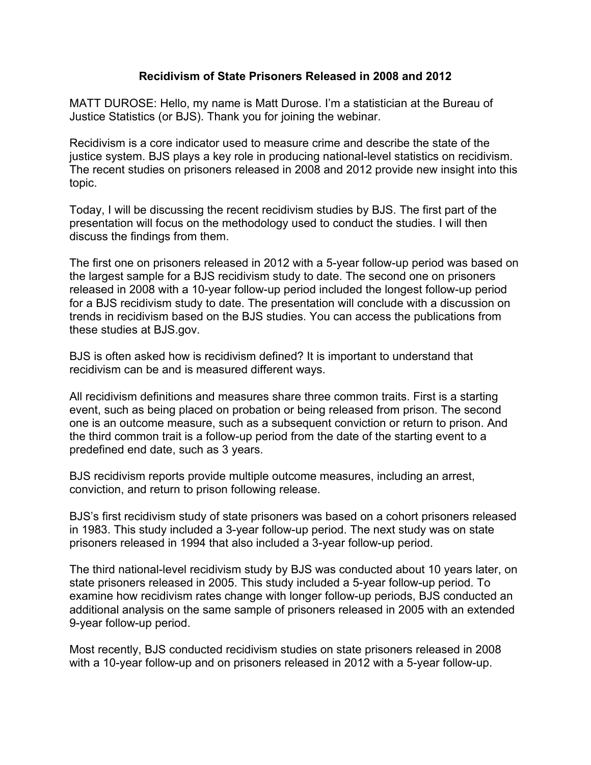# Recidivism of State Prisoners Released in 2008 and 2012

MATT DUROSE: Hello, my name is Matt Durose. I'm a statistician at the Bureau of Justice Statistics (or BJS). Thank you for joining the webinar.

Recidivism is a core indicator used to measure crime and describe the state of the justice system. BJS plays a key role in producing national-level statistics on recidivism. The recent studies on prisoners released in 2008 and 2012 provide new insight into this topic.

Today, I will be discussing the recent recidivism studies by BJS. The first part of the presentation will focus on the methodology used to conduct the studies. I will then discuss the findings from them.

The first one on prisoners released in 2012 with a 5-year follow-up period was based on the largest sample for a BJS recidivism study to date. The second one on prisoners released in 2008 with a 10-year follow-up period included the longest follow-up period for a BJS recidivism study to date. The presentation will conclude with a discussion on trends in recidivism based on the BJS studies. You can access the publications from these studies at BJS.gov.

BJS is often asked how is recidivism defined? It is important to understand that recidivism can be and is measured different ways.

All recidivism definitions and measures share three common traits. First is a starting event, such as being placed on probation or being released from prison. The second one is an outcome measure, such as a subsequent conviction or return to prison. And the third common trait is a follow-up period from the date of the starting event to a predefined end date, such as 3 years.

BJS recidivism reports provide multiple outcome measures, including an arrest, conviction, and return to prison following release.

BJS's first recidivism study of state prisoners was based on a cohort prisoners released in 1983. This study included a 3-year follow-up period. The next study was on state prisoners released in 1994 that also included a 3-year follow-up period.

The third national-level recidivism study by BJS was conducted about 10 years later, on state prisoners released in 2005. This study included a 5-year follow-up period. To examine how recidivism rates change with longer follow-up periods, BJS conducted an additional analysis on the same sample of prisoners released in 2005 with an extended 9-year follow-up period.

Most recently, BJS conducted recidivism studies on state prisoners released in 2008 with a 10-year follow-up and on prisoners released in 2012 with a 5-year follow-up.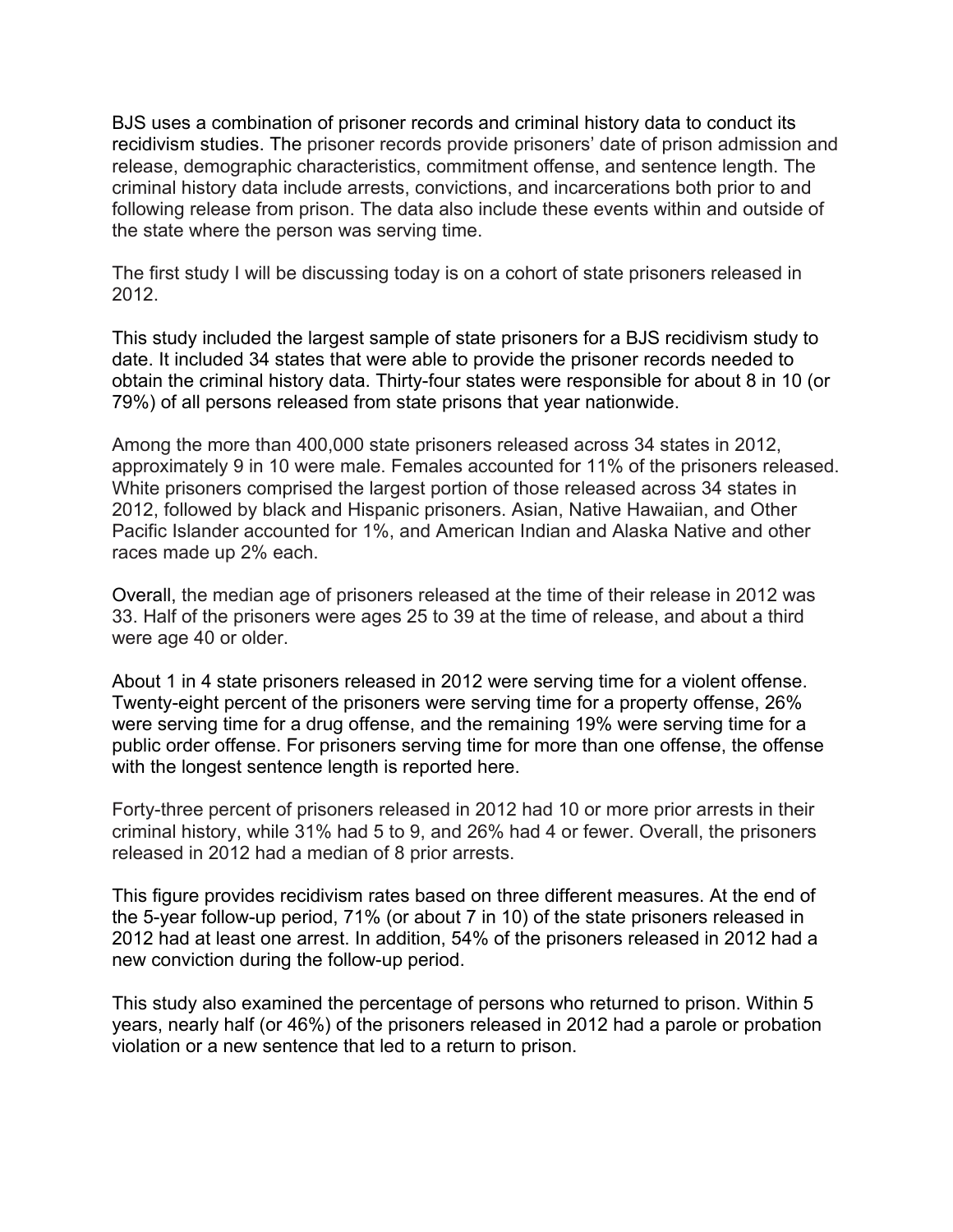BJS uses a combination of prisoner records and criminal history data to conduct its recidivism studies. The prisoner records provide prisoners' date of prison admission and release, demographic characteristics, commitment offense, and sentence length. The criminal history data include arrests, convictions, and incarcerations both prior to and following release from prison. The data also include these events within and outside of the state where the person was serving time.

The first study I will be discussing today is on a cohort of state prisoners released in 2012.

This study included the largest sample of state prisoners for a BJS recidivism study to date. It included 34 states that were able to provide the prisoner records needed to obtain the criminal history data. Thirty-four states were responsible for about 8 in 10 (or 79%) of all persons released from state prisons that year nationwide.

Among the more than 400,000 state prisoners released across 34 states in 2012, approximately 9 in 10 were male. Females accounted for 11% of the prisoners released. White prisoners comprised the largest portion of those released across 34 states in 2012, followed by black and Hispanic prisoners. Asian, Native Hawaiian, and Other Pacific Islander accounted for 1%, and American Indian and Alaska Native and other races made up 2% each.

Overall, the median age of prisoners released at the time of their release in 2012 was 33. Half of the prisoners were ages 25 to 39 at the time of release, and about a third were age 40 or older.

About 1 in 4 state prisoners released in 2012 were serving time for a violent offense. Twenty-eight percent of the prisoners were serving time for a property offense, 26% were serving time for a drug offense, and the remaining 19% were serving time for a public order offense. For prisoners serving time for more than one offense, the offense with the longest sentence length is reported here.

Forty-three percent of prisoners released in 2012 had 10 or more prior arrests in their criminal history, while 31% had 5 to 9, and 26% had 4 or fewer. Overall, the prisoners released in 2012 had a median of 8 prior arrests.

This figure provides recidivism rates based on three different measures. At the end of the 5-year follow-up period, 71% (or about 7 in 10) of the state prisoners released in 2012 had at least one arrest. In addition, 54% of the prisoners released in 2012 had a new conviction during the follow-up period.

This study also examined the percentage of persons who returned to prison. Within 5 years, nearly half (or 46%) of the prisoners released in 2012 had a parole or probation violation or a new sentence that led to a return to prison.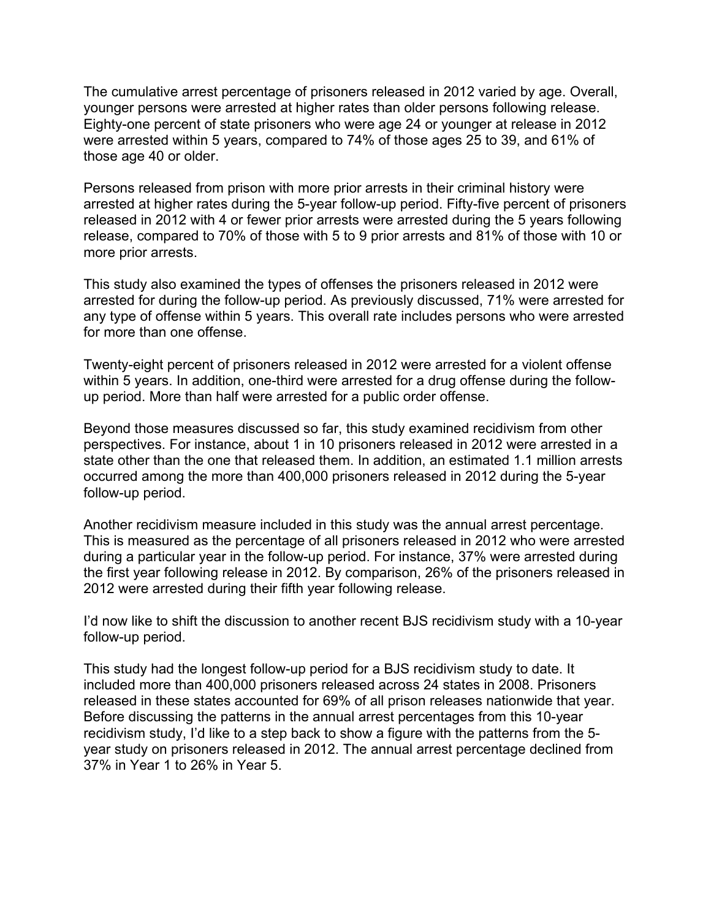The cumulative arrest percentage of prisoners released in 2012 varied by age. Overall, younger persons were arrested at higher rates than older persons following release. Eighty-one percent of state prisoners who were age 24 or younger at release in 2012 were arrested within 5 years, compared to 74% of those ages 25 to 39, and 61% of those age 40 or older.

Persons released from prison with more prior arrests in their criminal history were arrested at higher rates during the 5-year follow-up period. Fifty-five percent of prisoners released in 2012 with 4 or fewer prior arrests were arrested during the 5 years following release, compared to 70% of those with 5 to 9 prior arrests and 81% of those with 10 or more prior arrests.

This study also examined the types of offenses the prisoners released in 2012 were arrested for during the follow-up period. As previously discussed, 71% were arrested for any type of offense within 5 years. This overall rate includes persons who were arrested for more than one offense.

Twenty-eight percent of prisoners released in 2012 were arrested for a violent offense within 5 years. In addition, one-third were arrested for a drug offense during the follow-up period. More than half were arrested for a public order offense.

Beyond those measures discussed so far, this study examined recidivism from other perspectives. For instance, about 1 in 10 prisoners released in 2012 were arrested in a state other than the one that released them. In addition, an estimated 1.1 million arrests occurred among the more than 400,000 prisoners released in 2012 during the 5-year follow-up period.

Another recidivism measure included in this study was the annual arrest percentage. This is measured as the percentage of all prisoners released in 2012 who were arrested during a particular year in the follow-up period. For instance, 37% were arrested during the first year following release in 2012. By comparison, 26% of the prisoners released in 2012 were arrested during their fifth year following release.

I'd now like to shift the discussion to another recent BJS recidivism study with a 10-year follow-up period.

This study had the longest follow-up period for a BJS recidivism study to date. It included more than 400,000 prisoners released across 24 states in 2008. Prisoners released in these states accounted for 69% of all prison releases nationwide that year. Before discussing the patterns in the annual arrest percentages from this 10-year recidivism study, I'd like to a step back to show a figure with the patterns from the 5-year study on prisoners released in 2012. The annual arrest percentage declined from 37% in Year 1 to 26% in Year 5.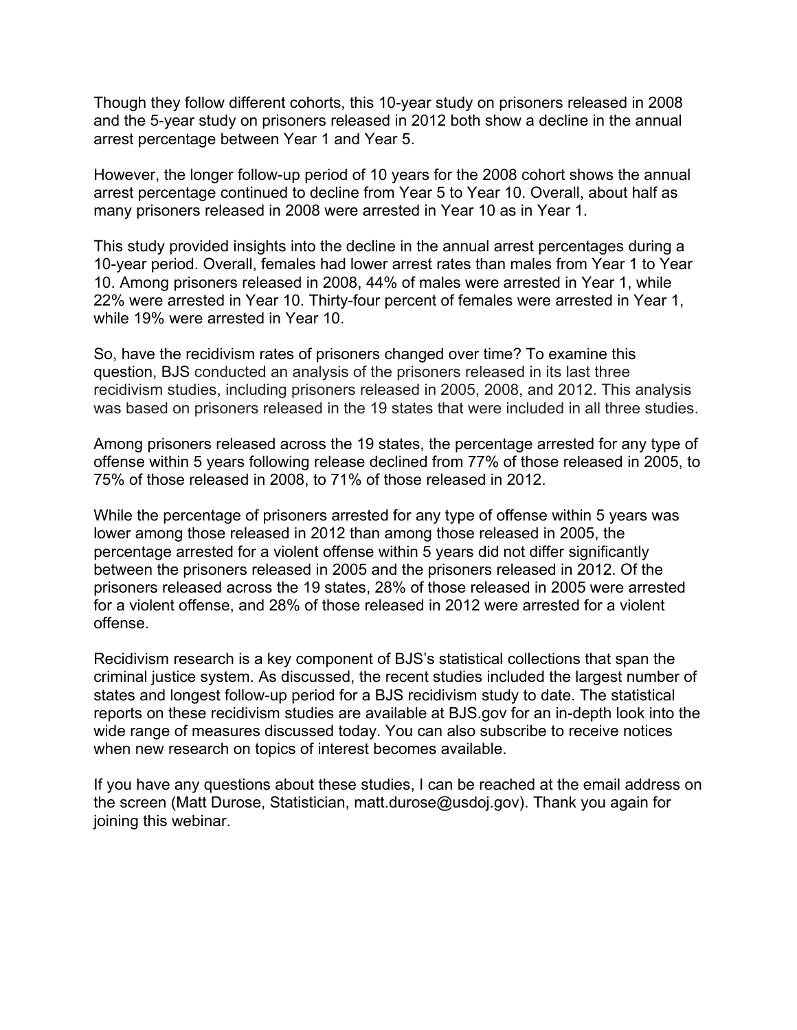Though they follow different cohorts, this 10-year study on prisoners released in 2008 and the 5-year study on prisoners released in 2012 both show a decline in the annual arrest percentage between Year 1 and Year 5.

However, the longer follow-up period of 10 years for the 2008 cohort shows the annual arrest percentage continued to decline from Year 5 to Year 10. Overall, about half as many prisoners released in 2008 were arrested in Year 10 as in Year 1.

This study provided insights into the decline in the annual arrest percentages during a 10-year period. Overall, females had lower arrest rates than males from Year 1 to Year 10. Among prisoners released in 2008, 44% of males were arrested in Year 1, while 22% were arrested in Year 10. Thirty-four percent of females were arrested in Year 1, while 19% were arrested in Year 10.

So, have the recidivism rates of prisoners changed over time? To examine this question, BJS conducted an analysis of the prisoners released in its last three recidivism studies, including prisoners released in 2005, 2008, and 2012. This analysis was based on prisoners released in the 19 states that were included in all three studies.

Among prisoners released across the 19 states, the percentage arrested for any type of offense within 5 years following release declined from 77% of those released in 2005, to 75% of those released in 2008, to 71% of those released in 2012.

While the percentage of prisoners arrested for any type of offense within 5 years was lower among those released in 2012 than among those released in 2005, the percentage arrested for a violent offense within 5 years did not differ significantly between the prisoners released in 2005 and the prisoners released in 2012. Of the prisoners released across the 19 states, 28% of those released in 2005 were arrested for a violent offense, and 28% of those released in 2012 were arrested for a violent offense.

Recidivism research is a key component of BJS's statistical collections that span the criminal justice system. As discussed, the recent studies included the largest number of states and longest follow-up period for a BJS recidivism study to date. The statistical reports on these recidivism studies are available at BJS.gov for an in-depth look into the wide range of measures discussed today. You can also subscribe to receive notices when new research on topics of interest becomes available.

If you have any questions about these studies, I can be reached at the email address on the screen (Matt Durose, Statistician, matt.durose@usdoj.gov). Thank you again for joining this webinar.